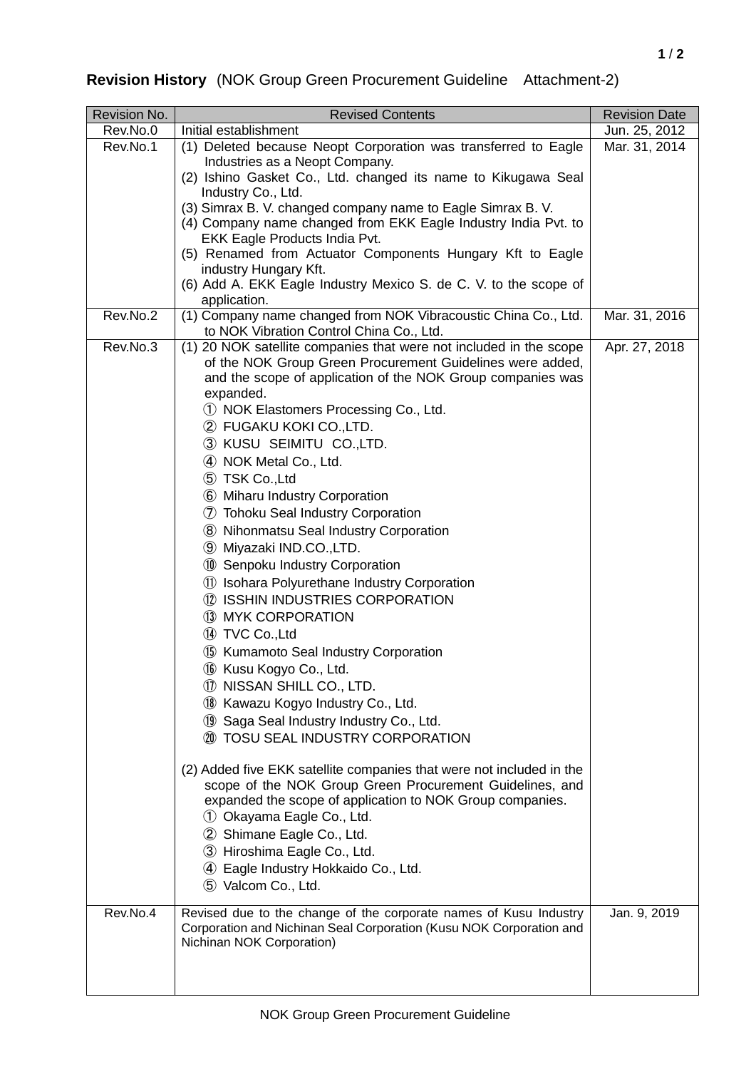**Revision History** (NOK Group Green Procurement Guideline　Attachment-2)

| Revision No. | Revised Contents | Revision Date |
|---|---|---|
| Rev.No.0 | Initial establishment | Jun. 25, 2012 |
| Rev.No.1 | (1) Deleted because Neopt Corporation was transferred to Eagle Industries as a Neopt Company.<br>(2) Ishino Gasket Co., Ltd. changed its name to Kikugawa Seal Industry Co., Ltd.<br>(3) Simrax B. V. changed company name to Eagle Simrax B. V.<br>(4) Company name changed from EKK Eagle Industry India Pvt. to EKK Eagle Products India Pvt.<br>(5) Renamed from Actuator Components Hungary Kft to Eagle industry Hungary Kft.<br>(6) Add A. EKK Eagle Industry Mexico S. de C. V. to the scope of application. | Mar. 31, 2014 |
| Rev.No.2 | (1) Company name changed from NOK Vibracoustic China Co., Ltd. to NOK Vibration Control China Co., Ltd. | Mar. 31, 2016 |
| Rev.No.3 | (1) 20 NOK satellite companies that were not included in the scope of the NOK Group Green Procurement Guidelines were added, and the scope of application of the NOK Group companies was expanded.<br>① NOK Elastomers Processing Co., Ltd.<br>② FUGAKU KOKI CO.,LTD.<br>③ KUSU SEIMITU CO.,LTD.<br>④ NOK Metal Co., Ltd.<br>⑤ TSK Co.,Ltd<br>⑥ Miharu Industry Corporation<br>⑦ Tohoku Seal Industry Corporation<br>⑧ Nihonmatsu Seal Industry Corporation<br>⑨ Miyazaki IND.CO.,LTD.<br>⑩ Senpoku Industry Corporation<br>⑪ Isohara Polyurethane Industry Corporation<br>⑫ ISSHIN INDUSTRIES CORPORATION<br>⑬ MYK CORPORATION<br>⑭ TVC Co.,Ltd<br>⑮ Kumamoto Seal Industry Corporation<br>⑯ Kusu Kogyo Co., Ltd.<br>⑰ NISSAN SHILL CO., LTD.<br>⑱ Kawazu Kogyo Industry Co., Ltd.<br>⑲ Saga Seal Industry Industry Co., Ltd.<br>⑳ TOSU SEAL INDUSTRY CORPORATION<br><br>(2) Added five EKK satellite companies that were not included in the scope of the NOK Group Green Procurement Guidelines, and expanded the scope of application to NOK Group companies.<br>① Okayama Eagle Co., Ltd.<br>② Shimane Eagle Co., Ltd.<br>③ Hiroshima Eagle Co., Ltd.<br>④ Eagle Industry Hokkaido Co., Ltd.<br>⑤ Valcom Co., Ltd. | Apr. 27, 2018 |
| Rev.No.4 | Revised due to the change of the corporate names of Kusu Industry Corporation and Nichinan Seal Corporation (Kusu NOK Corporation and Nichinan NOK Corporation) | Jan. 9, 2019 |

NOK Group Green Procurement Guideline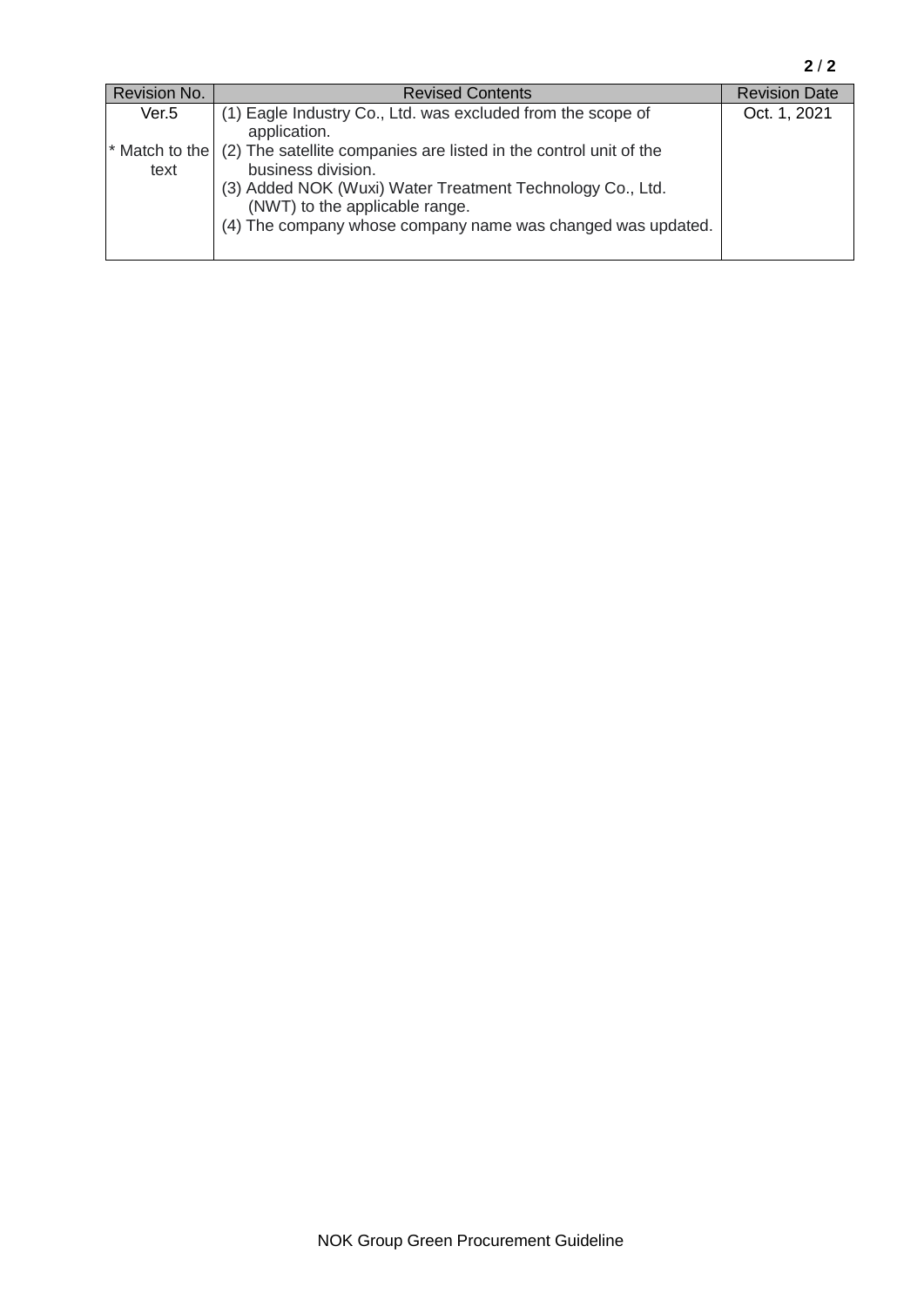| Revision No. | Revised Contents | Revision Date |
|---|---|---|
| Ver.5<br><br>* Match to the text | (1) Eagle Industry Co., Ltd. was excluded from the scope of application.<br>(2) The satellite companies are listed in the control unit of the business division.<br>(3) Added NOK (Wuxi) Water Treatment Technology Co., Ltd. (NWT) to the applicable range.<br>(4) The company whose company name was changed was updated. | Oct. 1, 2021 |